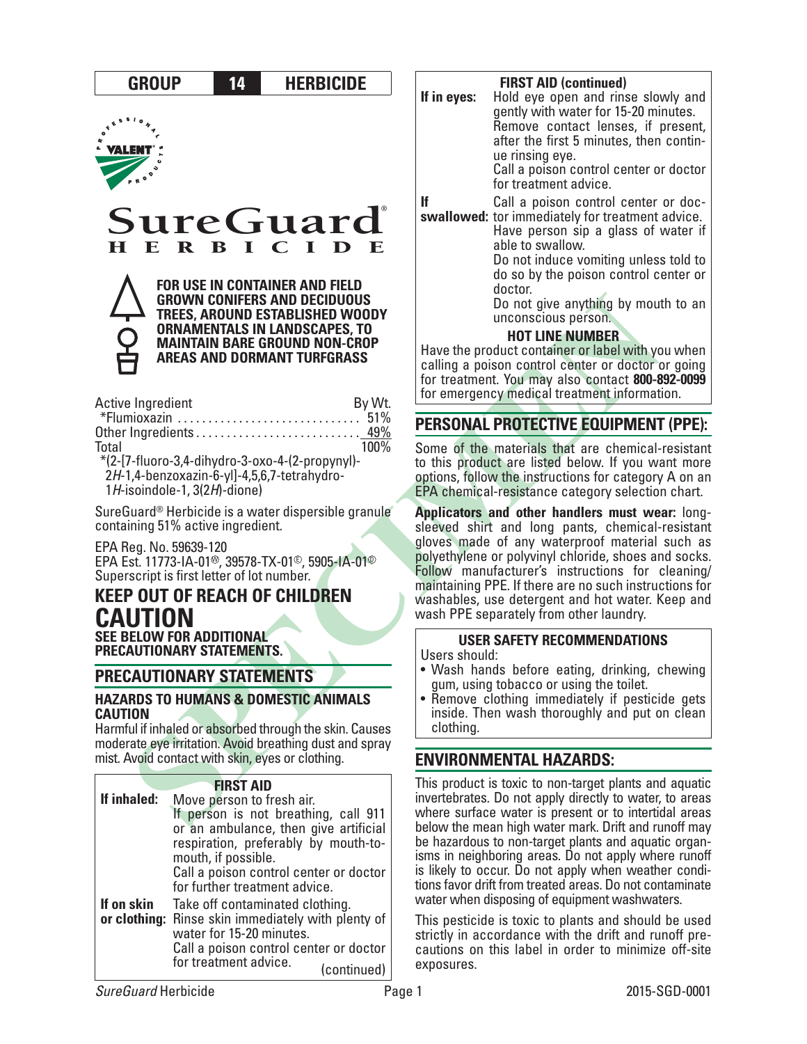**GROUP 14 HERBICIDE**

# SureGuard® HERBICIDE

**FOR USE IN CONTAINER AND FIELD GROWN CONIFERS AND DECIDUOUS TREES, AROUND ESTABLISHED WOODY ORNAMENTALS IN LANDSCAPES, TO MAINTAIN BARE GROUND NON-CROP AREAS AND DORMANT TURFGRASS**

| Active Ingredient | By Wt. |
|---|---|
| *Flumioxazin | 51% |
| Other Ingredients | 49% |
| Total | 100% |

*(2-[7-fluoro-3,4-dihydro-3-oxo-4-(2-propynyl)-2*H*-1,4-benzoxazin-6-yl]-4,5,6,7-tetrahydro-1*H*-isoindole-1, 3(2*H*)-dione)

SureGuard® Herbicide is a water dispersible granule containing 51% active ingredient.

EPA Reg. No. 59639-120
EPA Est. 11773-IA-01®, 39578-TX-01©, 5905-IA-01©
Superscript is first letter of lot number.

## KEEP OUT OF REACH OF CHILDREN
## CAUTION
**SEE BELOW FOR ADDITIONAL PRECAUTIONARY STATEMENTS.**

## PRECAUTIONARY STATEMENTS

### HAZARDS TO HUMANS & DOMESTIC ANIMALS
**CAUTION**

Harmful if inhaled or absorbed through the skin. Causes moderate eye irritation. Avoid breathing dust and spray mist. Avoid contact with skin, eyes or clothing.

### FIRST AID

**If inhaled:** Move person to fresh air. If person is not breathing, call 911 or an ambulance, then give artificial respiration, preferably by mouth-to-mouth, if possible. Call a poison control center or doctor for further treatment advice.

**If on skin or clothing:** Take off contaminated clothing. Rinse skin immediately with plenty of water for 15-20 minutes. Call a poison control center or doctor for treatment advice.

**If in eyes:** Hold eye open and rinse slowly and gently with water for 15-20 minutes. Remove contact lenses, if present, after the first 5 minutes, then continue rinsing eye. Call a poison control center or doctor for treatment advice.

**If swallowed:** Call a poison control center or doctor immediately for treatment advice. Have person sip a glass of water if able to swallow. Do not induce vomiting unless told to do so by the poison control center or doctor. Do not give anything by mouth to an unconscious person.

**HOT LINE NUMBER**

Have the product container or label with you when calling a poison control center or doctor or going for treatment. You may also contact **800-892-0099** for emergency medical treatment information.

## PERSONAL PROTECTIVE EQUIPMENT (PPE):

Some of the materials that are chemical-resistant to this product are listed below. If you want more options, follow the instructions for category A on an EPA chemical-resistance category selection chart.

**Applicators and other handlers must wear:** long-sleeved shirt and long pants, chemical-resistant gloves made of any waterproof material such as polyethylene or polyvinyl chloride, shoes and socks. Follow manufacturer's instructions for cleaning/maintaining PPE. If there are no such instructions for washables, use detergent and hot water. Keep and wash PPE separately from other laundry.

### USER SAFETY RECOMMENDATIONS

Users should:

- Wash hands before eating, drinking, chewing gum, using tobacco or using the toilet.
- Remove clothing immediately if pesticide gets inside. Then wash thoroughly and put on clean clothing.

## ENVIRONMENTAL HAZARDS:

This product is toxic to non-target plants and aquatic invertebrates. Do not apply directly to water, to areas where surface water is present or to intertidal areas below the mean high water mark. Drift and runoff may be hazardous to non-target plants and aquatic organisms in neighboring areas. Do not apply where runoff is likely to occur. Do not apply when weather conditions favor drift from treated areas. Do not contaminate water when disposing of equipment washwaters.

This pesticide is toxic to plants and should be used strictly in accordance with the drift and runoff precautions on this label in order to minimize off-site exposures.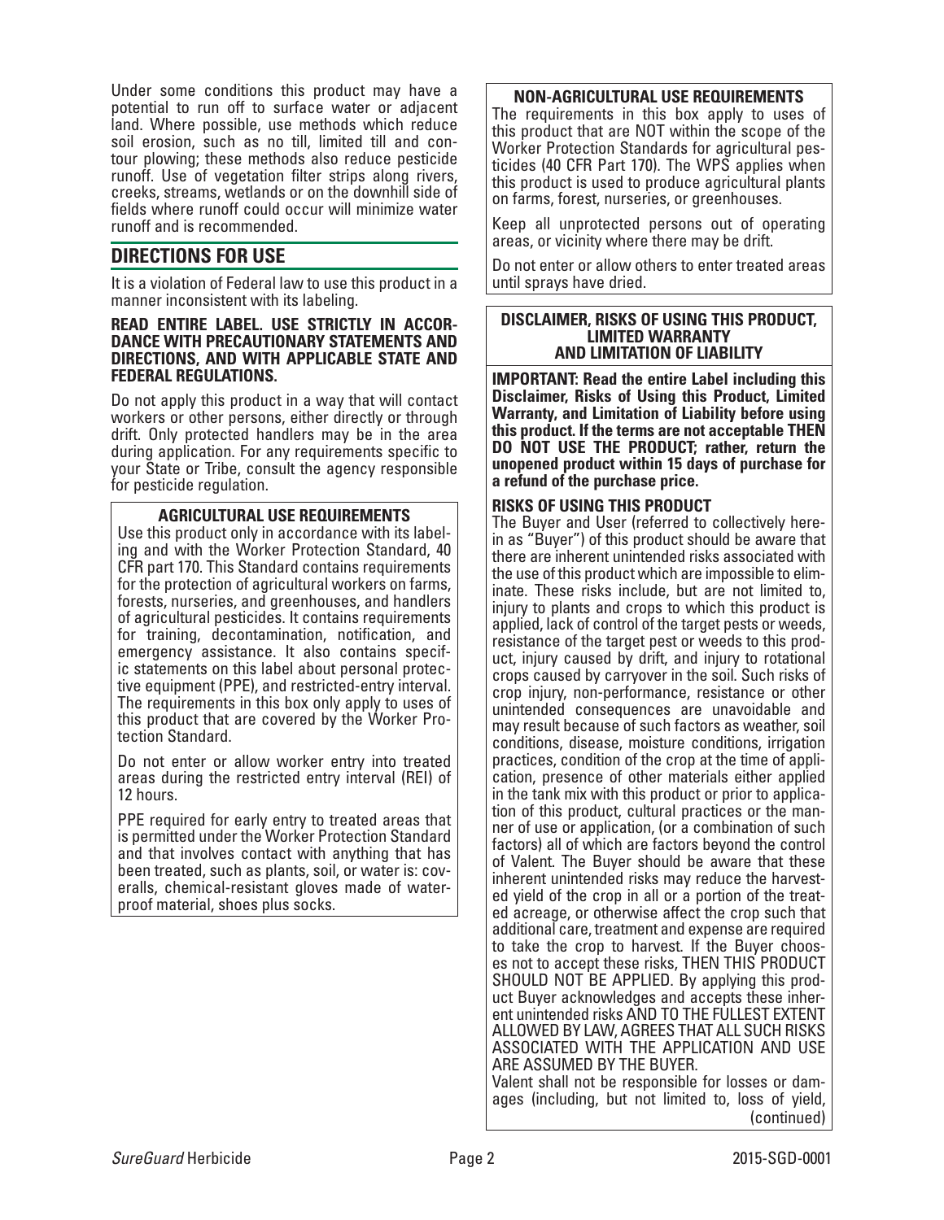Under some conditions this product may have a potential to run off to surface water or adjacent land. Where possible, use methods which reduce soil erosion, such as no till, limited till and contour plowing; these methods also reduce pesticide runoff. Use of vegetation filter strips along rivers, creeks, streams, wetlands or on the downhill side of fields where runoff could occur will minimize water runoff and is recommended.

## DIRECTIONS FOR USE

It is a violation of Federal law to use this product in a manner inconsistent with its labeling.

**READ ENTIRE LABEL. USE STRICTLY IN ACCORDANCE WITH PRECAUTIONARY STATEMENTS AND DIRECTIONS, AND WITH APPLICABLE STATE AND FEDERAL REGULATIONS.**

Do not apply this product in a way that will contact workers or other persons, either directly or through drift. Only protected handlers may be in the area during application. For any requirements specific to your State or Tribe, consult the agency responsible for pesticide regulation.

### AGRICULTURAL USE REQUIREMENTS

Use this product only in accordance with its labeling and with the Worker Protection Standard, 40 CFR part 170. This Standard contains requirements for the protection of agricultural workers on farms, forests, nurseries, and greenhouses, and handlers of agricultural pesticides. It contains requirements for training, decontamination, notification, and emergency assistance. It also contains specific statements on this label about personal protective equipment (PPE), and restricted-entry interval. The requirements in this box only apply to uses of this product that are covered by the Worker Protection Standard.

Do not enter or allow worker entry into treated areas during the restricted entry interval (REI) of 12 hours.

PPE required for early entry to treated areas that is permitted under the Worker Protection Standard and that involves contact with anything that has been treated, such as plants, soil, or water is: coveralls, chemical-resistant gloves made of waterproof material, shoes plus socks.

### NON-AGRICULTURAL USE REQUIREMENTS

The requirements in this box apply to uses of this product that are NOT within the scope of the Worker Protection Standards for agricultural pesticides (40 CFR Part 170). The WPS applies when this product is used to produce agricultural plants on farms, forest, nurseries, or greenhouses.

Keep all unprotected persons out of operating areas, or vicinity where there may be drift.

Do not enter or allow others to enter treated areas until sprays have dried.

### DISCLAIMER, RISKS OF USING THIS PRODUCT, LIMITED WARRANTY AND LIMITATION OF LIABILITY

**IMPORTANT: Read the entire Label including this Disclaimer, Risks of Using this Product, Limited Warranty, and Limitation of Liability before using this product. If the terms are not acceptable THEN DO NOT USE THE PRODUCT; rather, return the unopened product within 15 days of purchase for a refund of the purchase price.**

**RISKS OF USING THIS PRODUCT**

The Buyer and User (referred to collectively herein as "Buyer") of this product should be aware that there are inherent unintended risks associated with the use of this product which are impossible to eliminate. These risks include, but are not limited to, injury to plants and crops to which this product is applied, lack of control of the target pests or weeds, resistance of the target pest or weeds to this product, injury caused by drift, and injury to rotational crops caused by carryover in the soil. Such risks of crop injury, non-performance, resistance or other unintended consequences are unavoidable and may result because of such factors as weather, soil conditions, disease, moisture conditions, irrigation practices, condition of the crop at the time of application, presence of other materials either applied in the tank mix with this product or prior to application of this product, cultural practices or the manner of use or application, (or a combination of such factors) all of which are factors beyond the control of Valent. The Buyer should be aware that these inherent unintended risks may reduce the harvested yield of the crop in all or a portion of the treated acreage, or otherwise affect the crop such that additional care, treatment and expense are required to take the crop to harvest. If the Buyer chooses not to accept these risks, THEN THIS PRODUCT SHOULD NOT BE APPLIED. By applying this product Buyer acknowledges and accepts these inherent unintended risks AND TO THE FULLEST EXTENT ALLOWED BY LAW, AGREES THAT ALL SUCH RISKS ASSOCIATED WITH THE APPLICATION AND USE ARE ASSUMED BY THE BUYER.

Valent shall not be responsible for losses or damages (including, but not limited to, loss of yield, (continued)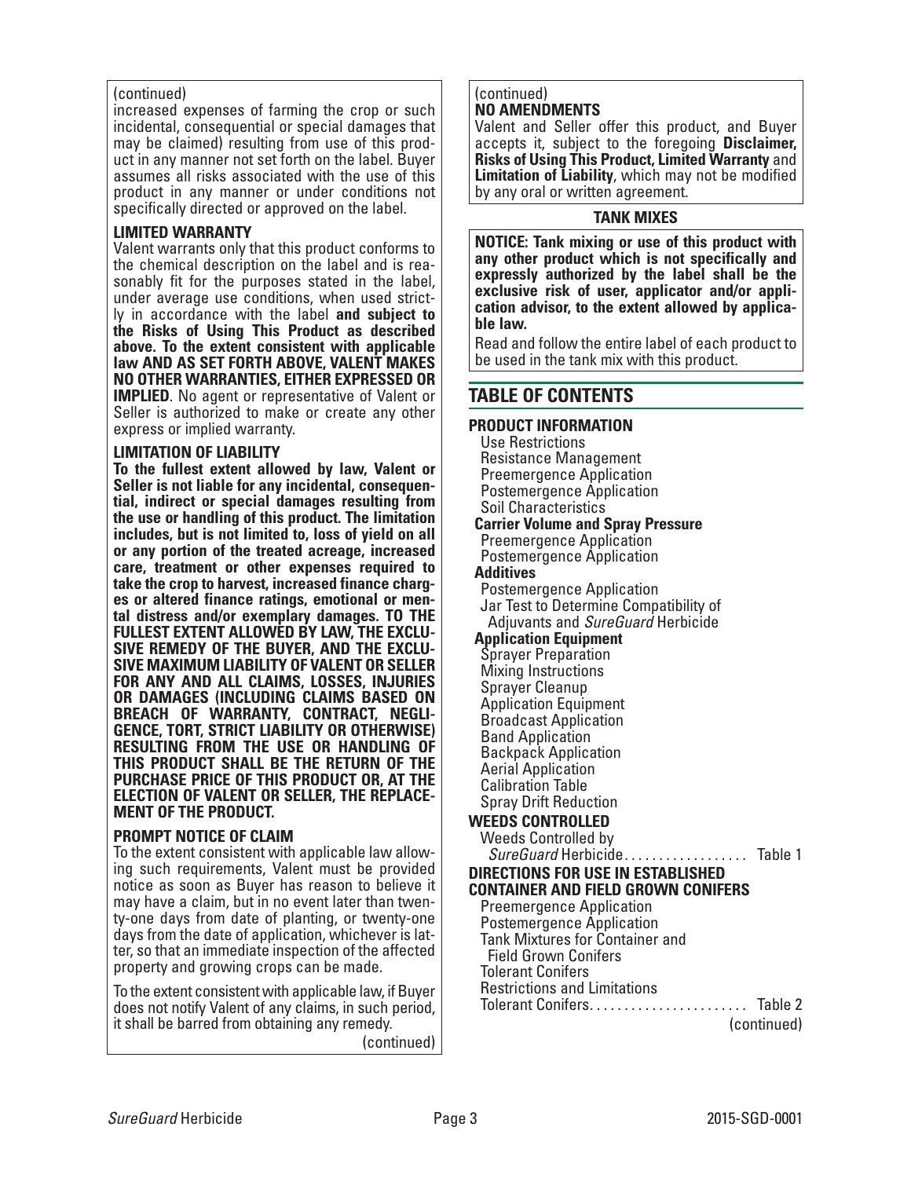(continued)
increased expenses of farming the crop or such incidental, consequential or special damages that may be claimed) resulting from use of this product in any manner not set forth on the label. Buyer assumes all risks associated with the use of this product in any manner or under conditions not specifically directed or approved on the label.

**LIMITED WARRANTY**

Valent warrants only that this product conforms to the chemical description on the label and is reasonably fit for the purposes stated in the label, under average use conditions, when used strictly in accordance with the label **and subject to the Risks of Using This Product as described above. To the extent consistent with applicable law AND AS SET FORTH ABOVE, VALENT MAKES NO OTHER WARRANTIES, EITHER EXPRESSED OR IMPLIED**. No agent or representative of Valent or Seller is authorized to make or create any other express or implied warranty.

**LIMITATION OF LIABILITY**

**To the fullest extent allowed by law, Valent or Seller is not liable for any incidental, consequential, indirect or special damages resulting from the use or handling of this product. The limitation includes, but is not limited to, loss of yield on all or any portion of the treated acreage, increased care, treatment or other expenses required to take the crop to harvest, increased finance charges or altered finance ratings, emotional or mental distress and/or exemplary damages. TO THE FULLEST EXTENT ALLOWED BY LAW, THE EXCLUSIVE REMEDY OF THE BUYER, AND THE EXCLUSIVE MAXIMUM LIABILITY OF VALENT OR SELLER FOR ANY AND ALL CLAIMS, LOSSES, INJURIES OR DAMAGES (INCLUDING CLAIMS BASED ON BREACH OF WARRANTY, CONTRACT, NEGLIGENCE, TORT, STRICT LIABILITY OR OTHERWISE) RESULTING FROM THE USE OR HANDLING OF THIS PRODUCT SHALL BE THE RETURN OF THE PURCHASE PRICE OF THIS PRODUCT OR, AT THE ELECTION OF VALENT OR SELLER, THE REPLACEMENT OF THE PRODUCT.**

**PROMPT NOTICE OF CLAIM**

To the extent consistent with applicable law allowing such requirements, Valent must be provided notice as soon as Buyer has reason to believe it may have a claim, but in no event later than twenty-one days from date of planting, or twenty-one days from the date of application, whichever is later, so that an immediate inspection of the affected property and growing crops can be made.

To the extent consistent with applicable law, if Buyer does not notify Valent of any claims, in such period, it shall be barred from obtaining any remedy.

(continued)

**NO AMENDMENTS**

Valent and Seller offer this product, and Buyer accepts it, subject to the foregoing **Disclaimer, Risks of Using This Product, Limited Warranty** and **Limitation of Liability**, which may not be modified by any oral or written agreement.

**TANK MIXES**

**NOTICE: Tank mixing or use of this product with any other product which is not specifically and expressly authorized by the label shall be the exclusive risk of user, applicator and/or application advisor, to the extent allowed by applicable law.**

Read and follow the entire label of each product to be used in the tank mix with this product.

## TABLE OF CONTENTS

**PRODUCT INFORMATION**
- Use Restrictions
- Resistance Management
- Preemergence Application
- Postemergence Application
- Soil Characteristics

**Carrier Volume and Spray Pressure**
- Preemergence Application
- Postemergence Application

**Additives**
- Postemergence Application
- Jar Test to Determine Compatibility of Adjuvants and *SureGuard* Herbicide

**Application Equipment**
- Sprayer Preparation
- Mixing Instructions
- Sprayer Cleanup
- Application Equipment
- Broadcast Application
- Band Application
- Backpack Application
- Aerial Application
- Calibration Table
- Spray Drift Reduction

**WEEDS CONTROLLED**
- Weeds Controlled by *SureGuard* Herbicide.................. Table 1

**DIRECTIONS FOR USE IN ESTABLISHED CONTAINER AND FIELD GROWN CONIFERS**
- Preemergence Application
- Postemergence Application
- Tank Mixtures for Container and Field Grown Conifers
- Tolerant Conifers
- Restrictions and Limitations
- Tolerant Conifers....................... Table 2

(continued)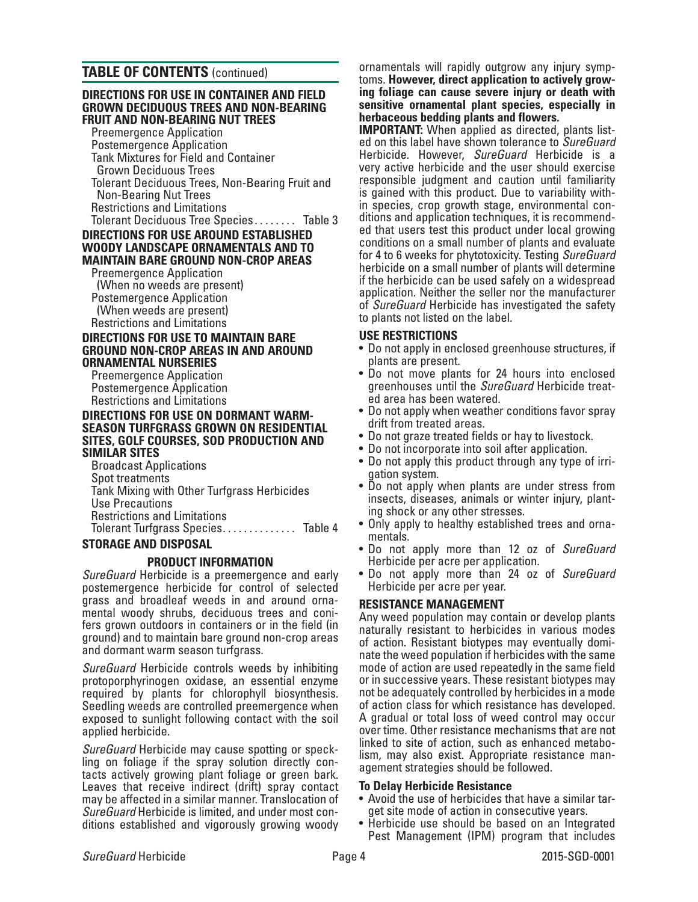## TABLE OF CONTENTS (continued)

**DIRECTIONS FOR USE IN CONTAINER AND FIELD GROWN DECIDUOUS TREES AND NON-BEARING FRUIT AND NON-BEARING NUT TREES**

- Preemergence Application
- Postemergence Application
- Tank Mixtures for Field and Container Grown Deciduous Trees
- Tolerant Deciduous Trees, Non-Bearing Fruit and Non-Bearing Nut Trees
- Restrictions and Limitations
- Tolerant Deciduous Tree Species........ Table 3

**DIRECTIONS FOR USE AROUND ESTABLISHED WOODY LANDSCAPE ORNAMENTALS AND TO MAINTAIN BARE GROUND NON-CROP AREAS**

- Preemergence Application (When no weeds are present)
- Postemergence Application (When weeds are present)
- Restrictions and Limitations

**DIRECTIONS FOR USE TO MAINTAIN BARE GROUND NON-CROP AREAS IN AND AROUND ORNAMENTAL NURSERIES**

- Preemergence Application
- Postemergence Application
- Restrictions and Limitations

**DIRECTIONS FOR USE ON DORMANT WARM-SEASON TURFGRASS GROWN ON RESIDENTIAL SITES, GOLF COURSES, SOD PRODUCTION AND SIMILAR SITES**

- Broadcast Applications
- Spot treatments
- Tank Mixing with Other Turfgrass Herbicides
- Use Precautions
- Restrictions and Limitations
- Tolerant Turfgrass Species.............. Table 4

**STORAGE AND DISPOSAL**

## PRODUCT INFORMATION

*SureGuard* Herbicide is a preemergence and early postemergence herbicide for control of selected grass and broadleaf weeds in and around ornamental woody shrubs, deciduous trees and conifers grown outdoors in containers or in the field (in ground) and to maintain bare ground non-crop areas and dormant warm season turfgrass.

*SureGuard* Herbicide controls weeds by inhibiting protoporphyrinogen oxidase, an essential enzyme required by plants for chlorophyll biosynthesis. Seedling weeds are controlled preemergence when exposed to sunlight following contact with the soil applied herbicide.

*SureGuard* Herbicide may cause spotting or speckling on foliage if the spray solution directly contacts actively growing plant foliage or green bark. Leaves that receive indirect (drift) spray contact may be affected in a similar manner. Translocation of *SureGuard* Herbicide is limited, and under most conditions established and vigorously growing woody ornamentals will rapidly outgrow any injury symptoms. **However, direct application to actively growing foliage can cause severe injury or death with sensitive ornamental plant species, especially in herbaceous bedding plants and flowers.**

**IMPORTANT:** When applied as directed, plants listed on this label have shown tolerance to *SureGuard* Herbicide. However, *SureGuard* Herbicide is a very active herbicide and the user should exercise responsible judgment and caution until familiarity is gained with this product. Due to variability within species, crop growth stage, environmental conditions and application techniques, it is recommended that users test this product under local growing conditions on a small number of plants and evaluate for 4 to 6 weeks for phytotoxicity. Testing *SureGuard* herbicide on a small number of plants will determine if the herbicide can be used safely on a widespread application. Neither the seller nor the manufacturer of *SureGuard* Herbicide has investigated the safety to plants not listed on the label.

### USE RESTRICTIONS

- Do not apply in enclosed greenhouse structures, if plants are present.
- Do not move plants for 24 hours into enclosed greenhouses until the *SureGuard* Herbicide treated area has been watered.
- Do not apply when weather conditions favor spray drift from treated areas.
- Do not graze treated fields or hay to livestock.
- Do not incorporate into soil after application.
- Do not apply this product through any type of irrigation system.
- Do not apply when plants are under stress from insects, diseases, animals or winter injury, planting shock or any other stresses.
- Only apply to healthy established trees and ornamentals.
- Do not apply more than 12 oz of *SureGuard* Herbicide per acre per application.
- Do not apply more than 24 oz of *SureGuard* Herbicide per acre per year.

### RESISTANCE MANAGEMENT

Any weed population may contain or develop plants naturally resistant to herbicides in various modes of action. Resistant biotypes may eventually dominate the weed population if herbicides with the same mode of action are used repeatedly in the same field or in successive years. These resistant biotypes may not be adequately controlled by herbicides in a mode of action class for which resistance has developed. A gradual or total loss of weed control may occur over time. Other resistance mechanisms that are not linked to site of action, such as enhanced metabolism, may also exist. Appropriate resistance management strategies should be followed.

#### To Delay Herbicide Resistance

- Avoid the use of herbicides that have a similar target site mode of action in consecutive years.
- Herbicide use should be based on an Integrated Pest Management (IPM) program that includes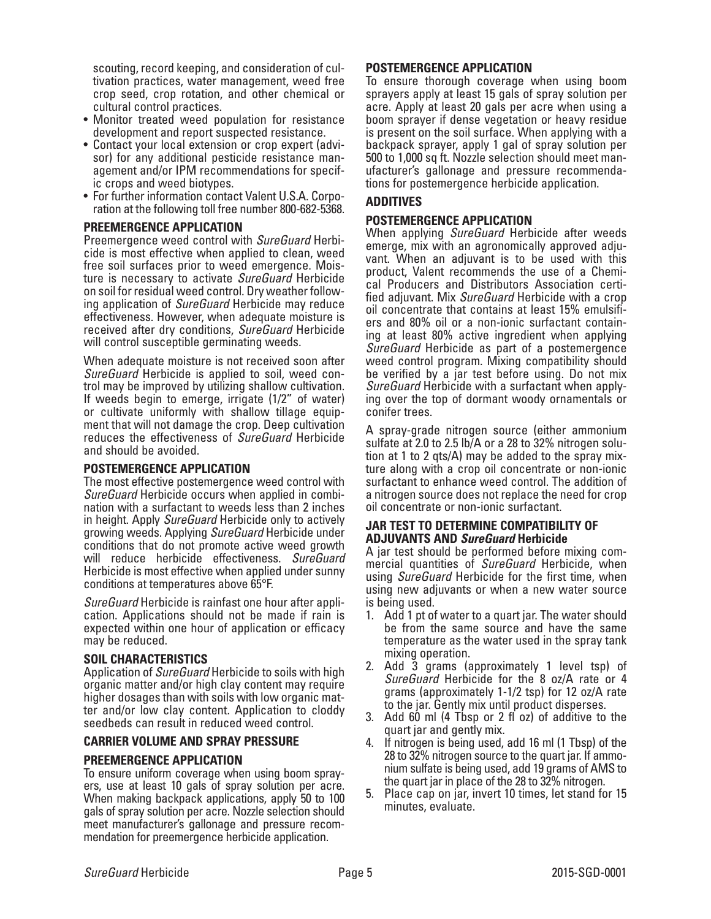scouting, record keeping, and consideration of cultivation practices, water management, weed free crop seed, crop rotation, and other chemical or cultural control practices.

- Monitor treated weed population for resistance development and report suspected resistance.
- Contact your local extension or crop expert (advisor) for any additional pesticide resistance management and/or IPM recommendations for specific crops and weed biotypes.
- For further information contact Valent U.S.A. Corporation at the following toll free number 800-682-5368.

### PREEMERGENCE APPLICATION

Preemergence weed control with *SureGuard* Herbicide is most effective when applied to clean, weed free soil surfaces prior to weed emergence. Moisture is necessary to activate *SureGuard* Herbicide on soil for residual weed control. Dry weather following application of *SureGuard* Herbicide may reduce effectiveness. However, when adequate moisture is received after dry conditions, *SureGuard* Herbicide will control susceptible germinating weeds.

When adequate moisture is not received soon after *SureGuard* Herbicide is applied to soil, weed control may be improved by utilizing shallow cultivation. If weeds begin to emerge, irrigate (1/2" of water) or cultivate uniformly with shallow tillage equipment that will not damage the crop. Deep cultivation reduces the effectiveness of *SureGuard* Herbicide and should be avoided.

### POSTEMERGENCE APPLICATION

The most effective postemergence weed control with *SureGuard* Herbicide occurs when applied in combination with a surfactant to weeds less than 2 inches in height. Apply *SureGuard* Herbicide only to actively growing weeds. Applying *SureGuard* Herbicide under conditions that do not promote active weed growth will reduce herbicide effectiveness. *SureGuard* Herbicide is most effective when applied under sunny conditions at temperatures above 65°F.

*SureGuard* Herbicide is rainfast one hour after application. Applications should not be made if rain is expected within one hour of application or efficacy may be reduced.

### SOIL CHARACTERISTICS

Application of *SureGuard* Herbicide to soils with high organic matter and/or high clay content may require higher dosages than with soils with low organic matter and/or low clay content. Application to cloddy seedbeds can result in reduced weed control.

### CARRIER VOLUME AND SPRAY PRESSURE

### PREEMERGENCE APPLICATION

To ensure uniform coverage when using boom sprayers, use at least 10 gals of spray solution per acre. When making backpack applications, apply 50 to 100 gals of spray solution per acre. Nozzle selection should meet manufacturer's gallonage and pressure recommendation for preemergence herbicide application.

### POSTEMERGENCE APPLICATION

To ensure thorough coverage when using boom sprayers apply at least 15 gals of spray solution per acre. Apply at least 20 gals per acre when using a boom sprayer if dense vegetation or heavy residue is present on the soil surface. When applying with a backpack sprayer, apply 1 gal of spray solution per 500 to 1,000 sq ft. Nozzle selection should meet manufacturer's gallonage and pressure recommendations for postemergence herbicide application.

### ADDITIVES

### POSTEMERGENCE APPLICATION

When applying *SureGuard* Herbicide after weeds emerge, mix with an agronomically approved adjuvant. When an adjuvant is to be used with this product, Valent recommends the use of a Chemical Producers and Distributors Association certified adjuvant. Mix *SureGuard* Herbicide with a crop oil concentrate that contains at least 15% emulsifiers and 80% oil or a non-ionic surfactant containing at least 80% active ingredient when applying *SureGuard* Herbicide as part of a postemergence weed control program. Mixing compatibility should be verified by a jar test before using. Do not mix *SureGuard* Herbicide with a surfactant when applying over the top of dormant woody ornamentals or conifer trees.

A spray-grade nitrogen source (either ammonium sulfate at 2.0 to 2.5 lb/A or a 28 to 32% nitrogen solution at 1 to 2 qts/A) may be added to the spray mixture along with a crop oil concentrate or non-ionic surfactant to enhance weed control. The addition of a nitrogen source does not replace the need for crop oil concentrate or non-ionic surfactant.

### JAR TEST TO DETERMINE COMPATIBILITY OF ADJUVANTS AND *SureGuard* Herbicide

A jar test should be performed before mixing commercial quantities of *SureGuard* Herbicide, when using *SureGuard* Herbicide for the first time, when using new adjuvants or when a new water source is being used.

1. Add 1 pt of water to a quart jar. The water should be from the same source and have the same temperature as the water used in the spray tank mixing operation.
2. Add 3 grams (approximately 1 level tsp) of *SureGuard* Herbicide for the 8 oz/A rate or 4 grams (approximately 1-1/2 tsp) for 12 oz/A rate to the jar. Gently mix until product disperses.
3. Add 60 ml (4 Tbsp or 2 fl oz) of additive to the quart jar and gently mix.
4. If nitrogen is being used, add 16 ml (1 Tbsp) of the 28 to 32% nitrogen source to the quart jar. If ammonium sulfate is being used, add 19 grams of AMS to the quart jar in place of the 28 to 32% nitrogen.
5. Place cap on jar, invert 10 times, let stand for 15 minutes, evaluate.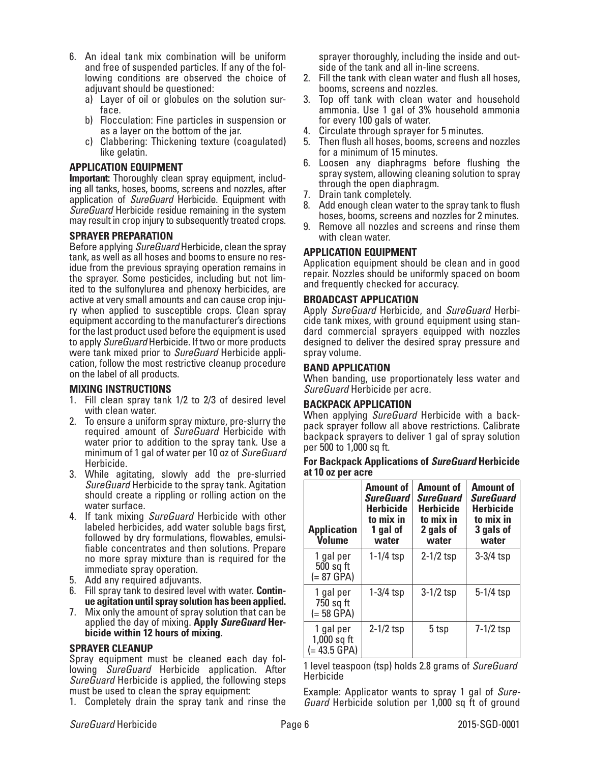6. An ideal tank mix combination will be uniform and free of suspended particles. If any of the following conditions are observed the choice of adjuvant should be questioned:
   a) Layer of oil or globules on the solution surface.
   b) Flocculation: Fine particles in suspension or as a layer on the bottom of the jar.
   c) Clabbering: Thickening texture (coagulated) like gelatin.

### APPLICATION EQUIPMENT

**Important:** Thoroughly clean spray equipment, including all tanks, hoses, booms, screens and nozzles, after application of *SureGuard* Herbicide. Equipment with *SureGuard* Herbicide residue remaining in the system may result in crop injury to subsequently treated crops.

### SPRAYER PREPARATION

Before applying *SureGuard* Herbicide, clean the spray tank, as well as all hoses and booms to ensure no residue from the previous spraying operation remains in the sprayer. Some pesticides, including but not limited to the sulfonylurea and phenoxy herbicides, are active at very small amounts and can cause crop injury when applied to susceptible crops. Clean spray equipment according to the manufacturer's directions for the last product used before the equipment is used to apply *SureGuard* Herbicide. If two or more products were tank mixed prior to *SureGuard* Herbicide application, follow the most restrictive cleanup procedure on the label of all products.

### MIXING INSTRUCTIONS

1. Fill clean spray tank 1/2 to 2/3 of desired level with clean water.
2. To ensure a uniform spray mixture, pre-slurry the required amount of *SureGuard* Herbicide with water prior to addition to the spray tank. Use a minimum of 1 gal of water per 10 oz of *SureGuard* Herbicide.
3. While agitating, slowly add the pre-slurried *SureGuard* Herbicide to the spray tank. Agitation should create a rippling or rolling action on the water surface.
4. If tank mixing *SureGuard* Herbicide with other labeled herbicides, add water soluble bags first, followed by dry formulations, flowables, emulsifiable concentrates and then solutions. Prepare no more spray mixture than is required for the immediate spray operation.
5. Add any required adjuvants.
6. Fill spray tank to desired level with water. **Continue agitation until spray solution has been applied.**
7. Mix only the amount of spray solution that can be applied the day of mixing. **Apply *SureGuard* Herbicide within 12 hours of mixing.**

### SPRAYER CLEANUP

Spray equipment must be cleaned each day following *SureGuard* Herbicide application. After *SureGuard* Herbicide is applied, the following steps must be used to clean the spray equipment:

1. Completely drain the spray tank and rinse the sprayer thoroughly, including the inside and outside of the tank and all in-line screens.
2. Fill the tank with clean water and flush all hoses, booms, screens and nozzles.
3. Top off tank with clean water and household ammonia. Use 1 gal of 3% household ammonia for every 100 gals of water.
4. Circulate through sprayer for 5 minutes.
5. Then flush all hoses, booms, screens and nozzles for a minimum of 15 minutes.
6. Loosen any diaphragms before flushing the spray system, allowing cleaning solution to spray through the open diaphragm.
7. Drain tank completely.
8. Add enough clean water to the spray tank to flush hoses, booms, screens and nozzles for 2 minutes.
9. Remove all nozzles and screens and rinse them with clean water.

### APPLICATION EQUIPMENT

Application equipment should be clean and in good repair. Nozzles should be uniformly spaced on boom and frequently checked for accuracy.

### BROADCAST APPLICATION

Apply *SureGuard* Herbicide, and *SureGuard* Herbicide tank mixes, with ground equipment using standard commercial sprayers equipped with nozzles designed to deliver the desired spray pressure and spray volume.

### BAND APPLICATION

When banding, use proportionately less water and *SureGuard* Herbicide per acre.

### BACKPACK APPLICATION

When applying *SureGuard* Herbicide with a backpack sprayer follow all above restrictions. Calibrate backpack sprayers to deliver 1 gal of spray solution per 500 to 1,000 sq ft.

**For Backpack Applications of *SureGuard* Herbicide at 10 oz per acre**

| Application Volume | Amount of *SureGuard* Herbicide to mix in 1 gal of water | Amount of *SureGuard* Herbicide to mix in 2 gals of water | Amount of *SureGuard* Herbicide to mix in 3 gals of water |
|---|---|---|---|
| 1 gal per 500 sq ft (= 87 GPA) | 1-1/4 tsp | 2-1/2 tsp | 3-3/4 tsp |
| 1 gal per 750 sq ft (= 58 GPA) | 1-3/4 tsp | 3-1/2 tsp | 5-1/4 tsp |
| 1 gal per 1,000 sq ft (= 43.5 GPA) | 2-1/2 tsp | 5 tsp | 7-1/2 tsp |

1 level teaspoon (tsp) holds 2.8 grams of *SureGuard* Herbicide

Example: Applicator wants to spray 1 gal of *SureGuard* Herbicide solution per 1,000 sq ft of ground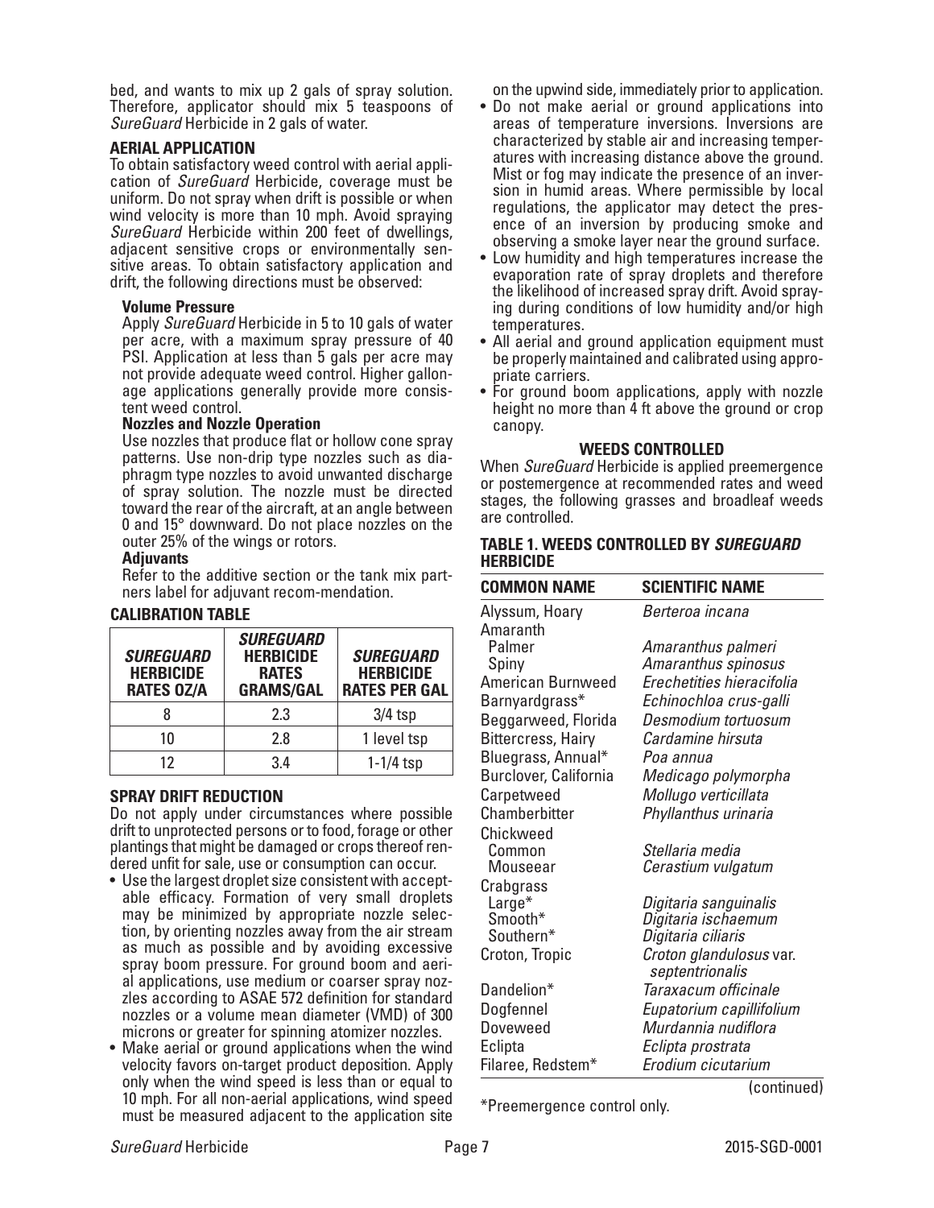bed, and wants to mix up 2 gals of spray solution. Therefore, applicator should mix 5 teaspoons of *SureGuard* Herbicide in 2 gals of water.

### AERIAL APPLICATION

To obtain satisfactory weed control with aerial application of *SureGuard* Herbicide, coverage must be uniform. Do not spray when drift is possible or when wind velocity is more than 10 mph. Avoid spraying *SureGuard* Herbicide within 200 feet of dwellings, adjacent sensitive crops or environmentally sensitive areas. To obtain satisfactory application and drift, the following directions must be observed:

**Volume Pressure**

Apply *SureGuard* Herbicide in 5 to 10 gals of water per acre, with a maximum spray pressure of 40 PSI. Application at less than 5 gals per acre may not provide adequate weed control. Higher gallonage applications generally provide more consistent weed control.

**Nozzles and Nozzle Operation**

Use nozzles that produce flat or hollow cone spray patterns. Use non-drip type nozzles such as diaphragm type nozzles to avoid unwanted discharge of spray solution. The nozzle must be directed toward the rear of the aircraft, at an angle between 0 and 15° downward. Do not place nozzles on the outer 25% of the wings or rotors.

**Adjuvants**

Refer to the additive section or the tank mix partners label for adjuvant recom-mendation.

### CALIBRATION TABLE

| *SUREGUARD* HERBICIDE RATES OZ/A | *SUREGUARD* HERBICIDE RATES GRAMS/GAL | *SUREGUARD* HERBICIDE RATES PER GAL |
|---|---|---|
| 8 | 2.3 | 3/4 tsp |
| 10 | 2.8 | 1 level tsp |
| 12 | 3.4 | 1-1/4 tsp |

### SPRAY DRIFT REDUCTION

Do not apply under circumstances where possible drift to unprotected persons or to food, forage or other plantings that might be damaged or crops thereof rendered unfit for sale, use or consumption can occur.

- Use the largest droplet size consistent with acceptable efficacy. Formation of very small droplets may be minimized by appropriate nozzle selection, by orienting nozzles away from the air stream as much as possible and by avoiding excessive spray boom pressure. For ground boom and aerial applications, use medium or coarser spray nozzles according to ASAE 572 definition for standard nozzles or a volume mean diameter (VMD) of 300 microns or greater for spinning atomizer nozzles.
- Make aerial or ground applications when the wind velocity favors on-target product deposition. Apply only when the wind speed is less than or equal to 10 mph. For all non-aerial applications, wind speed must be measured adjacent to the application site on the upwind side, immediately prior to application.
- Do not make aerial or ground applications into areas of temperature inversions. Inversions are characterized by stable air and increasing temperatures with increasing distance above the ground. Mist or fog may indicate the presence of an inversion in humid areas. Where permissible by local regulations, the applicator may detect the presence of an inversion by producing smoke and observing a smoke layer near the ground surface.
- Low humidity and high temperatures increase the evaporation rate of spray droplets and therefore the likelihood of increased spray drift. Avoid spraying during conditions of low humidity and/or high temperatures.
- All aerial and ground application equipment must be properly maintained and calibrated using appropriate carriers.
- For ground boom applications, apply with nozzle height no more than 4 ft above the ground or crop canopy.

### WEEDS CONTROLLED

When *SureGuard* Herbicide is applied preemergence or postemergence at recommended rates and weed stages, the following grasses and broadleaf weeds are controlled.

**TABLE 1. WEEDS CONTROLLED BY *SUREGUARD* HERBICIDE**

| COMMON NAME | SCIENTIFIC NAME |
|---|---|
| Alyssum, Hoary | *Berteroa incana* |
| Amaranth | |
| Palmer | *Amaranthus palmeri* |
| Spiny | *Amaranthus spinosus* |
| American Burnweed | *Erechetities hieracifolia* |
| Barnyardgrass* | *Echinochloa crus-galli* |
| Beggarweed, Florida | *Desmodium tortuosum* |
| Bittercress, Hairy | *Cardamine hirsuta* |
| Bluegrass, Annual* | *Poa annua* |
| Burclover, California | *Medicago polymorpha* |
| Carpetweed | *Mollugo verticillata* |
| Chamberbitter | *Phyllanthus urinaria* |
| Chickweed | |
| Common | *Stellaria media* |
| Mouseear | *Cerastium vulgatum* |
| Crabgrass | |
| Large* | *Digitaria sanguinalis* |
| Smooth* | *Digitaria ischaemum* |
| Southern* | *Digitaria ciliaris* |
| Croton, Tropic | *Croton glandulosus* var. *septentrionalis* |
| Dandelion* | *Taraxacum officinale* |
| Dogfennel | *Eupatorium capillifolium* |
| Doveweed | *Murdannia nudiflora* |
| Eclipta | *Eclipta prostrata* |
| Filaree, Redstem* | *Erodium cicutarium* |

(continued)

*Preemergence control only.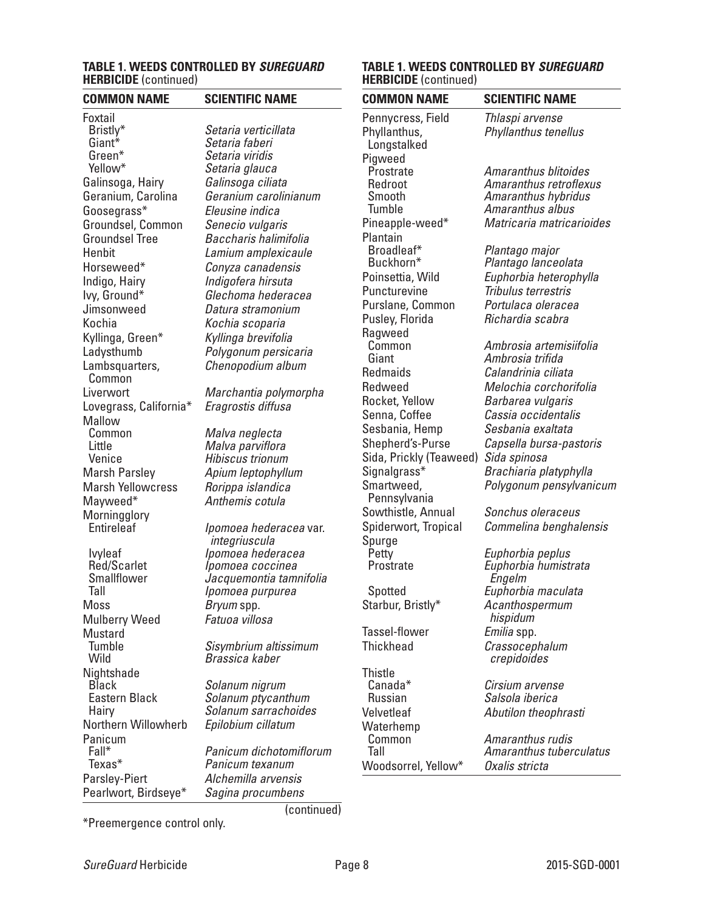**TABLE 1. WEEDS CONTROLLED BY *SUREGUARD* HERBICIDE** (continued)

| COMMON NAME | SCIENTIFIC NAME |
|---|---|
| Foxtail | |
| Bristly* | *Setaria verticillata* |
| Giant* | *Setaria faberi* |
| Green* | *Setaria viridis* |
| Yellow* | *Setaria glauca* |
| Galinsoga, Hairy | *Galinsoga ciliata* |
| Geranium, Carolina | *Geranium carolinianum* |
| Goosegrass* | *Eleusine indica* |
| Groundsel, Common | *Senecio vulgaris* |
| Groundsel Tree | *Baccharis halimifolia* |
| Henbit | *Lamium amplexicaule* |
| Horseweed* | *Conyza canadensis* |
| Indigo, Hairy | *Indigofera hirsuta* |
| Ivy, Ground* | *Glechoma hederacea* |
| Jimsonweed | *Datura stramonium* |
| Kochia | *Kochia scoparia* |
| Kyllinga, Green* | *Kyllinga brevifolia* |
| Ladysthumb | *Polygonum persicaria* |
| Lambsquarters, Common | *Chenopodium album* |
| Liverwort | *Marchantia polymorpha* |
| Lovegrass, California* | *Eragrostis diffusa* |
| Mallow | |
| Common | *Malva neglecta* |
| Little | *Malva parviflora* |
| Venice | *Hibiscus trionum* |
| Marsh Parsley | *Apium leptophyllum* |
| Marsh Yellowcress | *Rorippa islandica* |
| Mayweed* | *Anthemis cotula* |
| Morningglory | |
| Entireleaf | *Ipomoea hederacea* var. *integriuscula* |
| Ivyleaf | *Ipomoea hederacea* |
| Red/Scarlet | *Ipomoea coccinea* |
| Smallflower | *Jacquemontia tamnifolia* |
| Tall | *Ipomoea purpurea* |
| Moss | *Bryum* spp. |
| Mulberry Weed | *Fatuoa villosa* |
| Mustard | |
| Tumble | *Sisymbrium altissimum* |
| Wild | *Brassica kaber* |
| Nightshade | |
| Black | *Solanum nigrum* |
| Eastern Black | *Solanum ptycanthum* |
| Hairy | *Solanum sarrachoides* |
| Northern Willowherb | *Epilobium cillatum* |
| Panicum | |
| Fall* | *Panicum dichotomiflorum* |
| Texas* | *Panicum texanum* |
| Parsley-Piert | *Alchemilla arvensis* |
| Pearlwort, Birdseye* | *Sagina procumbens* |

(continued)

**TABLE 1. WEEDS CONTROLLED BY *SUREGUARD* HERBICIDE** (continued)

| COMMON NAME | SCIENTIFIC NAME |
|---|---|
| Pennycress, Field | *Thlaspi arvense* |
| Phyllanthus, Longstalked | *Phyllanthus tenellus* |
| Pigweed | |
| Prostrate | *Amaranthus blitoides* |
| Redroot | *Amaranthus retroflexus* |
| Smooth | *Amaranthus hybridus* |
| Tumble | *Amaranthus albus* |
| Pineapple-weed* | *Matricaria matricarioides* |
| Plantain | |
| Broadleaf* | *Plantago major* |
| Buckhorn* | *Plantago lanceolata* |
| Poinsettia, Wild | *Euphorbia heterophylla* |
| Puncturevine | *Tribulus terrestris* |
| Purslane, Common | *Portulaca oleracea* |
| Pusley, Florida | *Richardia scabra* |
| Ragweed | |
| Common | *Ambrosia artemisiifolia* |
| Giant | *Ambrosia trifida* |
| Redmaids | *Calandrinia ciliata* |
| Redweed | *Melochia corchorifolia* |
| Rocket, Yellow | *Barbarea vulgaris* |
| Senna, Coffee | *Cassia occidentalis* |
| Sesbania, Hemp | *Sesbania exaltata* |
| Shepherd's-Purse | *Capsella bursa-pastoris* |
| Sida, Prickly (Teaweed) | *Sida spinosa* |
| Signalgrass* | *Brachiaria platyphylla* |
| Smartweed, Pennsylvania | *Polygonum pensylvanicum* |
| Sowthistle, Annual | *Sonchus oleraceus* |
| Spiderwort, Tropical | *Commelina benghalensis* |
| Spurge | |
| Petty | *Euphorbia peplus* |
| Prostrate | *Euphorbia humistrata Engelm* |
| Spotted | *Euphorbia maculata* |
| Starbur, Bristly* | *Acanthospermum hispidum* |
| Tassel-flower | *Emilia* spp. |
| Thickhead | *Crassocephalum crepidoides* |
| Thistle | |
| Canada* | *Cirsium arvense* |
| Russian | *Salsola iberica* |
| Velvetleaf | *Abutilon theophrasti* |
| Waterhemp | |
| Common | *Amaranthus rudis* |
| Tall | *Amaranthus tuberculatus* |
| Woodsorrel, Yellow* | *Oxalis stricta* |

*Preemergence control only.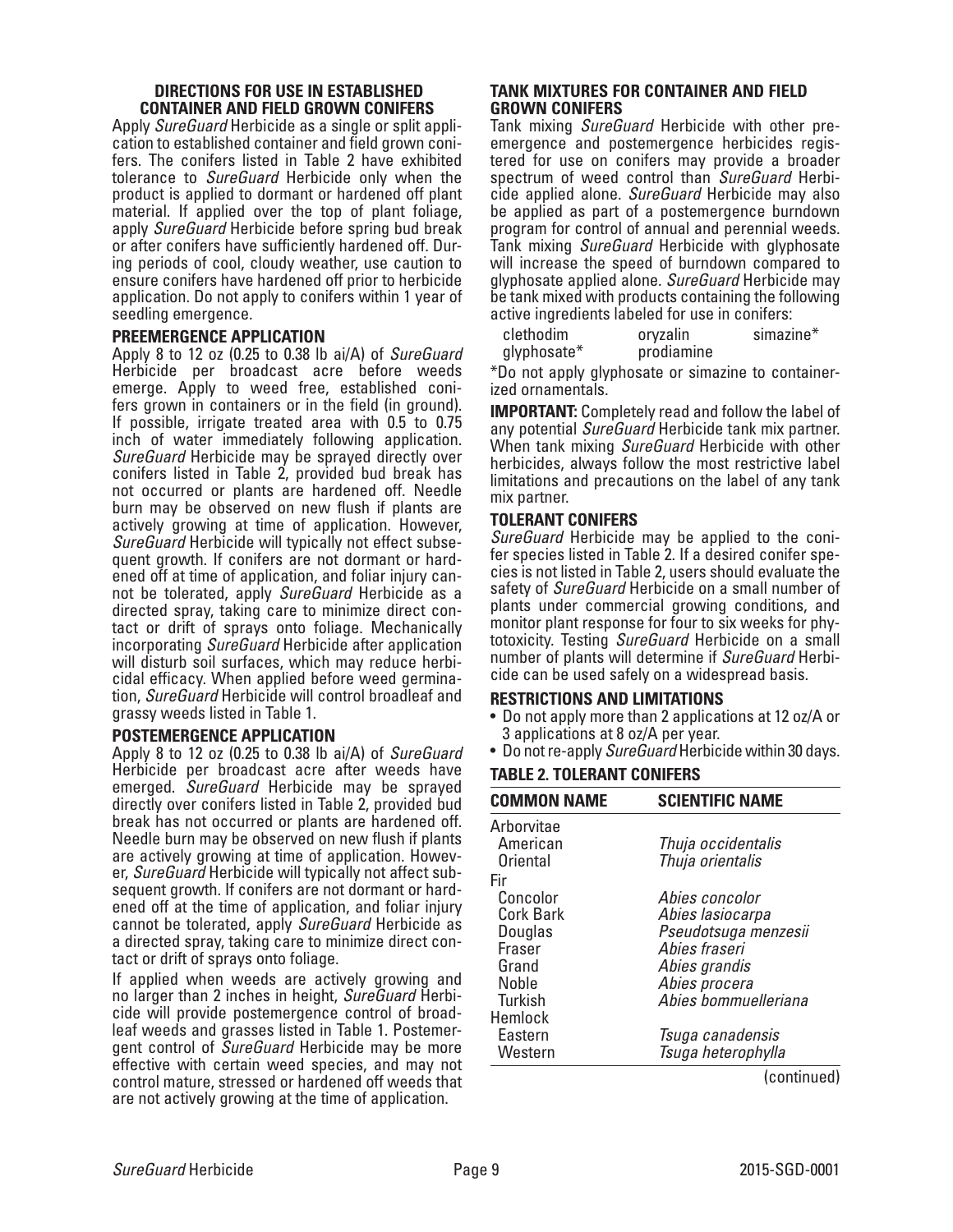## DIRECTIONS FOR USE IN ESTABLISHED CONTAINER AND FIELD GROWN CONIFERS

Apply *SureGuard* Herbicide as a single or split application to established container and field grown conifers. The conifers listed in Table 2 have exhibited tolerance to *SureGuard* Herbicide only when the product is applied to dormant or hardened off plant material. If applied over the top of plant foliage, apply *SureGuard* Herbicide before spring bud break or after conifers have sufficiently hardened off. During periods of cool, cloudy weather, use caution to ensure conifers have hardened off prior to herbicide application. Do not apply to conifers within 1 year of seedling emergence.

### PREEMERGENCE APPLICATION

Apply 8 to 12 oz (0.25 to 0.38 lb ai/A) of *SureGuard* Herbicide per broadcast acre before weeds emerge. Apply to weed free, established conifers grown in containers or in the field (in ground). If possible, irrigate treated area with 0.5 to 0.75 inch of water immediately following application. *SureGuard* Herbicide may be sprayed directly over conifers listed in Table 2, provided bud break has not occurred or plants are hardened off. Needle burn may be observed on new flush if plants are actively growing at time of application. However, *SureGuard* Herbicide will typically not effect subsequent growth. If conifers are not dormant or hardened off at time of application, and foliar injury cannot be tolerated, apply *SureGuard* Herbicide as a directed spray, taking care to minimize direct contact or drift of sprays onto foliage. Mechanically incorporating *SureGuard* Herbicide after application will disturb soil surfaces, which may reduce herbicidal efficacy. When applied before weed germination, *SureGuard* Herbicide will control broadleaf and grassy weeds listed in Table 1.

### POSTEMERGENCE APPLICATION

Apply 8 to 12 oz (0.25 to 0.38 lb ai/A) of *SureGuard* Herbicide per broadcast acre after weeds have emerged. *SureGuard* Herbicide may be sprayed directly over conifers listed in Table 2, provided bud break has not occurred or plants are hardened off. Needle burn may be observed on new flush if plants are actively growing at time of application. However, *SureGuard* Herbicide will typically not affect subsequent growth. If conifers are not dormant or hardened off at the time of application, and foliar injury cannot be tolerated, apply *SureGuard* Herbicide as a directed spray, taking care to minimize direct contact or drift of sprays onto foliage.

If applied when weeds are actively growing and no larger than 2 inches in height, *SureGuard* Herbicide will provide postemergence control of broadleaf weeds and grasses listed in Table 1. Postemergent control of *SureGuard* Herbicide may be more effective with certain weed species, and may not control mature, stressed or hardened off weeds that are not actively growing at the time of application.

### TANK MIXTURES FOR CONTAINER AND FIELD GROWN CONIFERS

Tank mixing *SureGuard* Herbicide with other preemergence and postemergence herbicides registered for use on conifers may provide a broader spectrum of weed control than *SureGuard* Herbicide applied alone. *SureGuard* Herbicide may also be applied as part of a postemergence burndown program for control of annual and perennial weeds. Tank mixing *SureGuard* Herbicide with glyphosate will increase the speed of burndown compared to glyphosate applied alone. *SureGuard* Herbicide may be tank mixed with products containing the following active ingredients labeled for use in conifers:

| | | |
|---|---|---|
| clethodim | oryzalin | simazine* |
| glyphosate* | prodiamine | |

*Do not apply glyphosate or simazine to containerized ornamentals.

**IMPORTANT:** Completely read and follow the label of any potential *SureGuard* Herbicide tank mix partner. When tank mixing *SureGuard* Herbicide with other herbicides, always follow the most restrictive label limitations and precautions on the label of any tank mix partner.

### TOLERANT CONIFERS

*SureGuard* Herbicide may be applied to the conifer species listed in Table 2. If a desired conifer species is not listed in Table 2, users should evaluate the safety of *SureGuard* Herbicide on a small number of plants under commercial growing conditions, and monitor plant response for four to six weeks for phytotoxicity. Testing *SureGuard* Herbicide on a small number of plants will determine if *SureGuard* Herbicide can be used safely on a widespread basis.

### RESTRICTIONS AND LIMITATIONS

- Do not apply more than 2 applications at 12 oz/A or 3 applications at 8 oz/A per year.
- Do not re-apply *SureGuard* Herbicide within 30 days.

### TABLE 2. TOLERANT CONIFERS

| COMMON NAME | SCIENTIFIC NAME |
|---|---|
| Arborvitae | |
| American | *Thuja occidentalis* |
| Oriental | *Thuja orientalis* |
| Fir | |
| Concolor | *Abies concolor* |
| Cork Bark | *Abies lasiocarpa* |
| Douglas | *Pseudotsuga menzesii* |
| Fraser | *Abies fraseri* |
| Grand | *Abies grandis* |
| Noble | *Abies procera* |
| Turkish | *Abies bommuelleriana* |
| Hemlock | |
| Eastern | *Tsuga canadensis* |
| Western | *Tsuga heterophylla* |

(continued)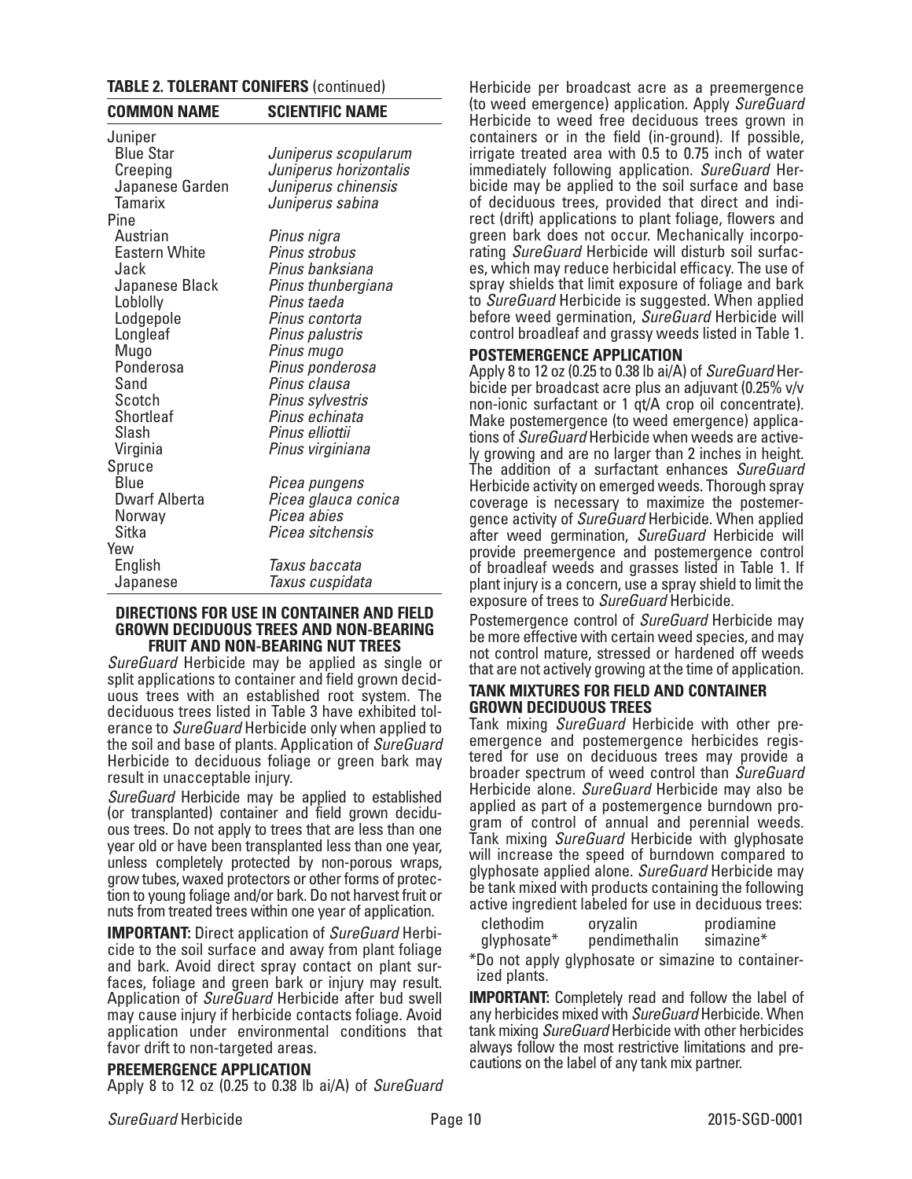**TABLE 2. TOLERANT CONIFERS** (continued)

| COMMON NAME | SCIENTIFIC NAME |
|---|---|
| Juniper | |
| Blue Star | *Juniperus scopularum* |
| Creeping | *Juniperus horizontalis* |
| Japanese Garden | *Juniperus chinensis* |
| Tamarix | *Juniperus sabina* |
| Pine | |
| Austrian | *Pinus nigra* |
| Eastern White | *Pinus strobus* |
| Jack | *Pinus banksiana* |
| Japanese Black | *Pinus thunbergiana* |
| Loblolly | *Pinus taeda* |
| Lodgepole | *Pinus contorta* |
| Longleaf | *Pinus palustris* |
| Mugo | *Pinus mugo* |
| Ponderosa | *Pinus ponderosa* |
| Sand | *Pinus clausa* |
| Scotch | *Pinus sylvestris* |
| Shortleaf | *Pinus echinata* |
| Slash | *Pinus elliottii* |
| Virginia | *Pinus virginiana* |
| Spruce | |
| Blue | *Picea pungens* |
| Dwarf Alberta | *Picea glauca conica* |
| Norway | *Picea abies* |
| Sitka | *Picea sitchensis* |
| Yew | |
| English | *Taxus baccata* |
| Japanese | *Taxus cuspidata* |

## DIRECTIONS FOR USE IN CONTAINER AND FIELD GROWN DECIDUOUS TREES AND NON-BEARING FRUIT AND NON-BEARING NUT TREES

*SureGuard* Herbicide may be applied as single or split applications to container and field grown deciduous trees with an established root system. The deciduous trees listed in Table 3 have exhibited tolerance to *SureGuard* Herbicide only when applied to the soil and base of plants. Application of *SureGuard* Herbicide to deciduous foliage or green bark may result in unacceptable injury.

*SureGuard* Herbicide may be applied to established (or transplanted) container and field grown deciduous trees. Do not apply to trees that are less than one year old or have been transplanted less than one year, unless completely protected by non-porous wraps, grow tubes, waxed protectors or other forms of protection to young foliage and/or bark. Do not harvest fruit or nuts from treated trees within one year of application.

**IMPORTANT:** Direct application of *SureGuard* Herbicide to the soil surface and away from plant foliage and bark. Avoid direct spray contact on plant surfaces, foliage and green bark or injury may result. Application of *SureGuard* Herbicide after bud swell may cause injury if herbicide contacts foliage. Avoid application under environmental conditions that favor drift to non-targeted areas.

### PREEMERGENCE APPLICATION

Apply 8 to 12 oz (0.25 to 0.38 lb ai/A) of *SureGuard* Herbicide per broadcast acre as a preemergence (to weed emergence) application. Apply *SureGuard* Herbicide to weed free deciduous trees grown in containers or in the field (in-ground). If possible, irrigate treated area with 0.5 to 0.75 inch of water immediately following application. *SureGuard* Herbicide may be applied to the soil surface and base of deciduous trees, provided that direct and indirect (drift) applications to plant foliage, flowers and green bark does not occur. Mechanically incorporating *SureGuard* Herbicide will disturb soil surfaces, which may reduce herbicidal efficacy. The use of spray shields that limit exposure of foliage and bark to *SureGuard* Herbicide is suggested. When applied before weed germination, *SureGuard* Herbicide will control broadleaf and grassy weeds listed in Table 1.

### POSTEMERGENCE APPLICATION

Apply 8 to 12 oz (0.25 to 0.38 lb ai/A) of *SureGuard* Herbicide per broadcast acre plus an adjuvant (0.25% v/v non-ionic surfactant or 1 qt/A crop oil concentrate). Make postemergence (to weed emergence) applications of *SureGuard* Herbicide when weeds are actively growing and are no larger than 2 inches in height. The addition of a surfactant enhances *SureGuard* Herbicide activity on emerged weeds. Thorough spray coverage is necessary to maximize the postemergence activity of *SureGuard* Herbicide. When applied after weed germination, *SureGuard* Herbicide will provide preemergence and postemergence control of broadleaf weeds and grasses listed in Table 1. If plant injury is a concern, use a spray shield to limit the exposure of trees to *SureGuard* Herbicide.

Postemergence control of *SureGuard* Herbicide may be more effective with certain weed species, and may not control mature, stressed or hardened off weeds that are not actively growing at the time of application.

### TANK MIXTURES FOR FIELD AND CONTAINER GROWN DECIDUOUS TREES

Tank mixing *SureGuard* Herbicide with other preemergence and postemergence herbicides registered for use on deciduous trees may provide a broader spectrum of weed control than *SureGuard* Herbicide alone. *SureGuard* Herbicide may also be applied as part of a postemergence burndown program of control of annual and perennial weeds. Tank mixing *SureGuard* Herbicide with glyphosate will increase the speed of burndown compared to glyphosate applied alone. *SureGuard* Herbicide may be tank mixed with products containing the following active ingredient labeled for use in deciduous trees:

| | | |
|---|---|---|
| clethodim | oryzalin | prodiamine |
| glyphosate* | pendimethalin | simazine* |

*Do not apply glyphosate or simazine to containerized plants.

**IMPORTANT:** Completely read and follow the label of any herbicides mixed with *SureGuard* Herbicide. When tank mixing *SureGuard* Herbicide with other herbicides always follow the most restrictive limitations and precautions on the label of any tank mix partner.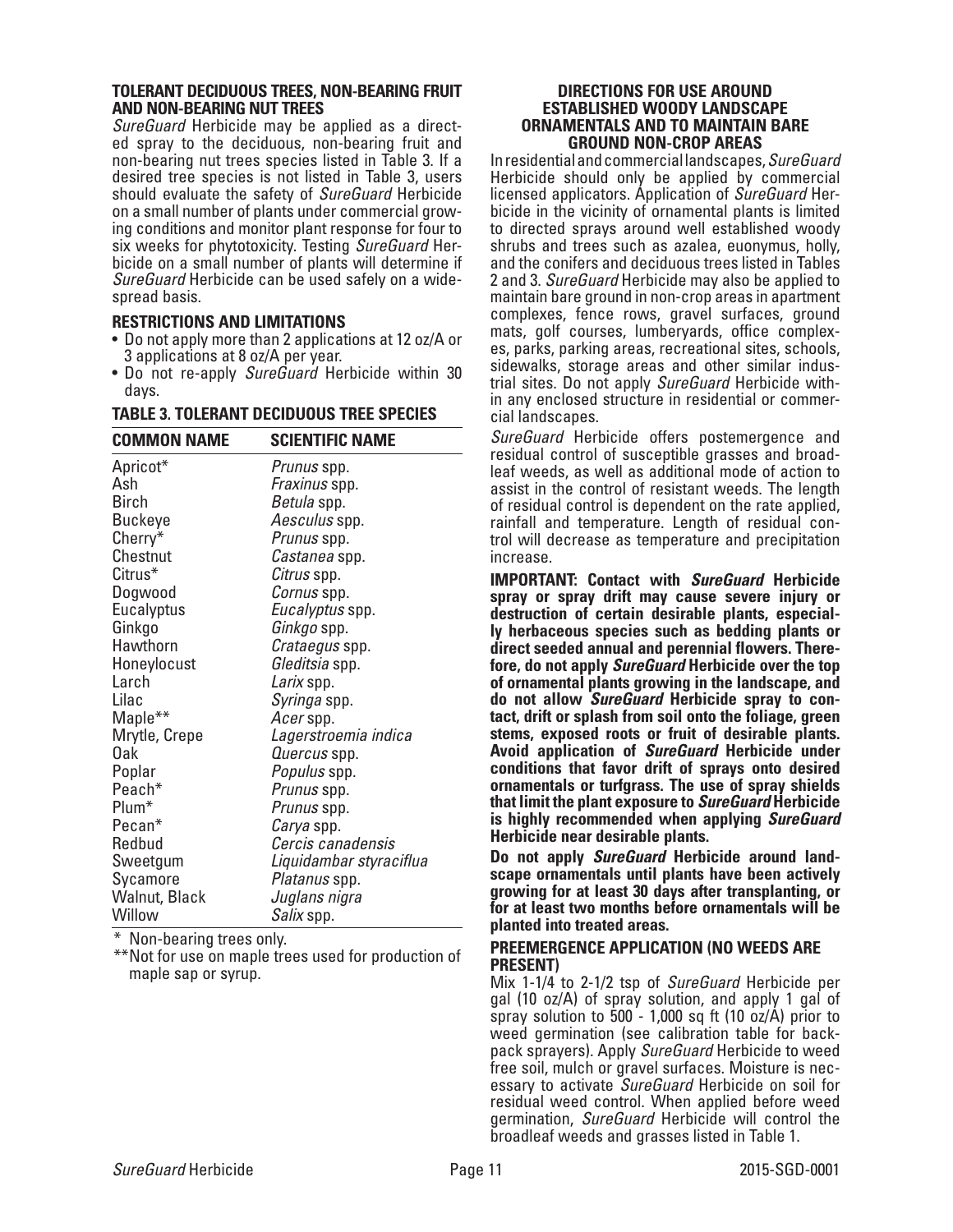### TOLERANT DECIDUOUS TREES, NON-BEARING FRUIT AND NON-BEARING NUT TREES

*SureGuard* Herbicide may be applied as a directed spray to the deciduous, non-bearing fruit and non-bearing nut trees species listed in Table 3. If a desired tree species is not listed in Table 3, users should evaluate the safety of *SureGuard* Herbicide on a small number of plants under commercial growing conditions and monitor plant response for four to six weeks for phytotoxicity. Testing *SureGuard* Herbicide on a small number of plants will determine if *SureGuard* Herbicide can be used safely on a widespread basis.

#### RESTRICTIONS AND LIMITATIONS

- Do not apply more than 2 applications at 12 oz/A or 3 applications at 8 oz/A per year.
- Do not re-apply *SureGuard* Herbicide within 30 days.

#### TABLE 3. TOLERANT DECIDUOUS TREE SPECIES

| COMMON NAME | SCIENTIFIC NAME |
|---|---|
| Apricot* | *Prunus* spp. |
| Ash | *Fraxinus* spp. |
| Birch | *Betula* spp. |
| Buckeye | *Aesculus* spp. |
| Cherry* | *Prunus* spp. |
| Chestnut | *Castanea* spp. |
| Citrus* | *Citrus* spp. |
| Dogwood | *Cornus* spp. |
| Eucalyptus | *Eucalyptus* spp. |
| Ginkgo | *Ginkgo* spp. |
| Hawthorn | *Crataegus* spp. |
| Honeylocust | *Gleditsia* spp. |
| Larch | *Larix* spp. |
| Lilac | *Syringa* spp. |
| Maple** | *Acer* spp. |
| Mrytle, Crepe | *Lagerstroemia indica* |
| Oak | *Quercus* spp. |
| Poplar | *Populus* spp. |
| Peach* | *Prunus* spp. |
| Plum* | *Prunus* spp. |
| Pecan* | *Carya* spp. |
| Redbud | *Cercis canadensis* |
| Sweetgum | *Liquidambar styraciflua* |
| Sycamore | *Platanus* spp. |
| Walnut, Black | *Juglans nigra* |
| Willow | *Salix* spp. |

\* Non-bearing trees only.

** Not for use on maple trees used for production of maple sap or syrup.

### DIRECTIONS FOR USE AROUND ESTABLISHED WOODY LANDSCAPE ORNAMENTALS AND TO MAINTAIN BARE GROUND NON-CROP AREAS

In residential and commercial landscapes, *SureGuard* Herbicide should only be applied by commercial licensed applicators. Application of *SureGuard* Herbicide in the vicinity of ornamental plants is limited to directed sprays around well established woody shrubs and trees such as azalea, euonymus, holly, and the conifers and deciduous trees listed in Tables 2 and 3. *SureGuard* Herbicide may also be applied to maintain bare ground in non-crop areas in apartment complexes, fence rows, gravel surfaces, ground mats, golf courses, lumberyards, office complexes, parks, parking areas, recreational sites, schools, sidewalks, storage areas and other similar industrial sites. Do not apply *SureGuard* Herbicide within any enclosed structure in residential or commercial landscapes.

*SureGuard* Herbicide offers postemergence and residual control of susceptible grasses and broadleaf weeds, as well as additional mode of action to assist in the control of resistant weeds. The length of residual control is dependent on the rate applied, rainfall and temperature. Length of residual control will decrease as temperature and precipitation increase.

**IMPORTANT: Contact with *SureGuard* Herbicide spray or spray drift may cause severe injury or destruction of certain desirable plants, especially herbaceous species such as bedding plants or direct seeded annual and perennial flowers. Therefore, do not apply *SureGuard* Herbicide over the top of ornamental plants growing in the landscape, and do not allow *SureGuard* Herbicide spray to contact, drift or splash from soil onto the foliage, green stems, exposed roots or fruit of desirable plants. Avoid application of *SureGuard* Herbicide under conditions that favor drift of sprays onto desired ornamentals or turfgrass. The use of spray shields that limit the plant exposure to *SureGuard* Herbicide is highly recommended when applying *SureGuard* Herbicide near desirable plants.**

**Do not apply *SureGuard* Herbicide around landscape ornamentals until plants have been actively growing for at least 30 days after transplanting, or for at least two months before ornamentals will be planted into treated areas.**

#### PREEMERGENCE APPLICATION (NO WEEDS ARE PRESENT)

Mix 1-1/4 to 2-1/2 tsp of *SureGuard* Herbicide per gal (10 oz/A) of spray solution, and apply 1 gal of spray solution to 500 - 1,000 sq ft (10 oz/A) prior to weed germination (see calibration table for backpack sprayers). Apply *SureGuard* Herbicide to weed free soil, mulch or gravel surfaces. Moisture is necessary to activate *SureGuard* Herbicide on soil for residual weed control. When applied before weed germination, *SureGuard* Herbicide will control the broadleaf weeds and grasses listed in Table 1.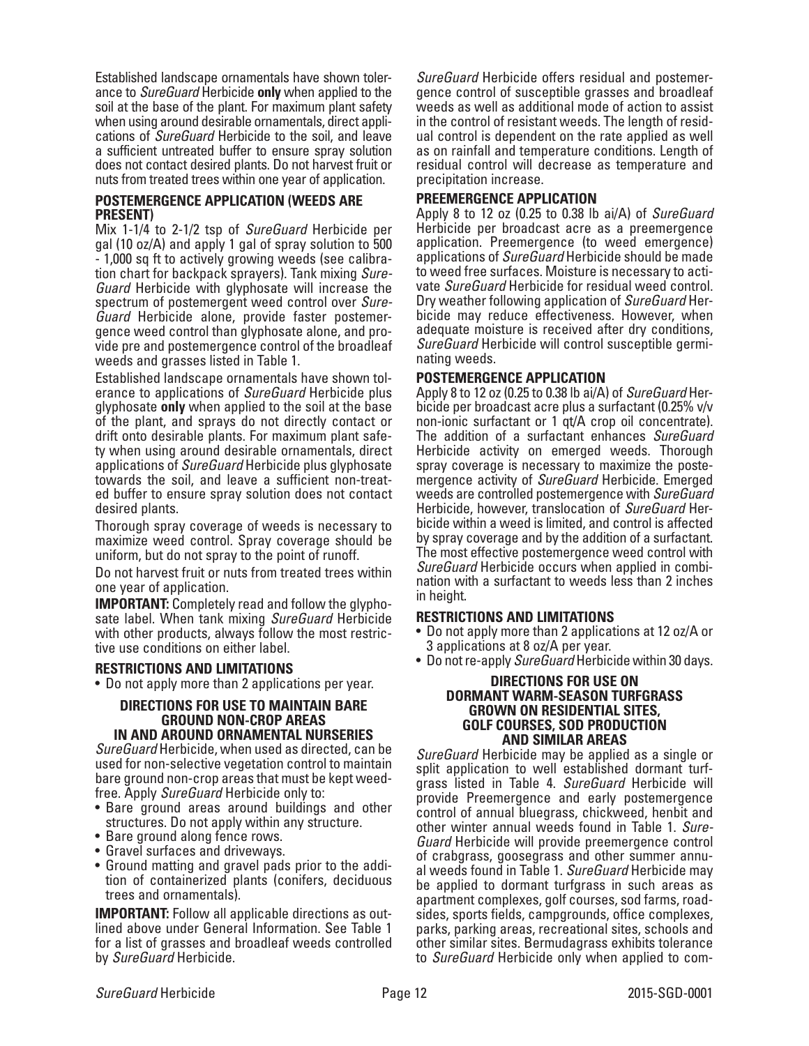Established landscape ornamentals have shown tolerance to *SureGuard* Herbicide **only** when applied to the soil at the base of the plant. For maximum plant safety when using around desirable ornamentals, direct applications of *SureGuard* Herbicide to the soil, and leave a sufficient untreated buffer to ensure spray solution does not contact desired plants. Do not harvest fruit or nuts from treated trees within one year of application.

### POSTEMERGENCE APPLICATION (WEEDS ARE PRESENT)

Mix 1-1/4 to 2-1/2 tsp of *SureGuard* Herbicide per gal (10 oz/A) and apply 1 gal of spray solution to 500 - 1,000 sq ft to actively growing weeds (see calibration chart for backpack sprayers). Tank mixing *SureGuard* Herbicide with glyphosate will increase the spectrum of postemergent weed control over *SureGuard* Herbicide alone, provide faster postemergence weed control than glyphosate alone, and provide pre and postemergence control of the broadleaf weeds and grasses listed in Table 1.

Established landscape ornamentals have shown tolerance to applications of *SureGuard* Herbicide plus glyphosate **only** when applied to the soil at the base of the plant, and sprays do not directly contact or drift onto desirable plants. For maximum plant safety when using around desirable ornamentals, direct applications of *SureGuard* Herbicide plus glyphosate towards the soil, and leave a sufficient non-treated buffer to ensure spray solution does not contact desired plants.

Thorough spray coverage of weeds is necessary to maximize weed control. Spray coverage should be uniform, but do not spray to the point of runoff.

Do not harvest fruit or nuts from treated trees within one year of application.

**IMPORTANT:** Completely read and follow the glyphosate label. When tank mixing *SureGuard* Herbicide with other products, always follow the most restrictive use conditions on either label.

### RESTRICTIONS AND LIMITATIONS

- Do not apply more than 2 applications per year.

## DIRECTIONS FOR USE TO MAINTAIN BARE GROUND NON-CROP AREAS IN AND AROUND ORNAMENTAL NURSERIES

*SureGuard* Herbicide, when used as directed, can be used for non-selective vegetation control to maintain bare ground non-crop areas that must be kept weed-free. Apply *SureGuard* Herbicide only to:

- Bare ground areas around buildings and other structures. Do not apply within any structure.
- Bare ground along fence rows.
- Gravel surfaces and driveways.
- Ground matting and gravel pads prior to the addition of containerized plants (conifers, deciduous trees and ornamentals).

**IMPORTANT:** Follow all applicable directions as outlined above under General Information. See Table 1 for a list of grasses and broadleaf weeds controlled by *SureGuard* Herbicide.

*SureGuard* Herbicide offers residual and postemergence control of susceptible grasses and broadleaf weeds as well as additional mode of action to assist in the control of resistant weeds. The length of residual control is dependent on the rate applied as well as on rainfall and temperature conditions. Length of residual control will decrease as temperature and precipitation increase.

### PREEMERGENCE APPLICATION

Apply 8 to 12 oz (0.25 to 0.38 lb ai/A) of *SureGuard* Herbicide per broadcast acre as a preemergence application. Preemergence (to weed emergence) applications of *SureGuard* Herbicide should be made to weed free surfaces. Moisture is necessary to activate *SureGuard* Herbicide for residual weed control. Dry weather following application of *SureGuard* Herbicide may reduce effectiveness. However, when adequate moisture is received after dry conditions, *SureGuard* Herbicide will control susceptible germinating weeds.

### POSTEMERGENCE APPLICATION

Apply 8 to 12 oz (0.25 to 0.38 lb ai/A) of *SureGuard* Herbicide per broadcast acre plus a surfactant (0.25% v/v non-ionic surfactant or 1 qt/A crop oil concentrate). The addition of a surfactant enhances *SureGuard* Herbicide activity on emerged weeds. Thorough spray coverage is necessary to maximize the postemergence activity of *SureGuard* Herbicide. Emerged weeds are controlled postemergence with *SureGuard* Herbicide, however, translocation of *SureGuard* Herbicide within a weed is limited, and control is affected by spray coverage and by the addition of a surfactant. The most effective postemergence weed control with *SureGuard* Herbicide occurs when applied in combination with a surfactant to weeds less than 2 inches in height.

### RESTRICTIONS AND LIMITATIONS

- Do not apply more than 2 applications at 12 oz/A or 3 applications at 8 oz/A per year.
- Do not re-apply *SureGuard* Herbicide within 30 days.

## DIRECTIONS FOR USE ON DORMANT WARM-SEASON TURFGRASS GROWN ON RESIDENTIAL SITES, GOLF COURSES, SOD PRODUCTION AND SIMILAR AREAS

*SureGuard* Herbicide may be applied as a single or split application to well established dormant turfgrass listed in Table 4. *SureGuard* Herbicide will provide Preemergence and early postemergence control of annual bluegrass, chickweed, henbit and other winter annual weeds found in Table 1. *SureGuard* Herbicide will provide preemergence control of crabgrass, goosegrass and other summer annual weeds found in Table 1. *SureGuard* Herbicide may be applied to dormant turfgrass in such areas as apartment complexes, golf courses, sod farms, roadsides, sports fields, campgrounds, office complexes, parks, parking areas, recreational sites, schools and other similar sites. Bermudagrass exhibits tolerance to *SureGuard* Herbicide only when applied to com-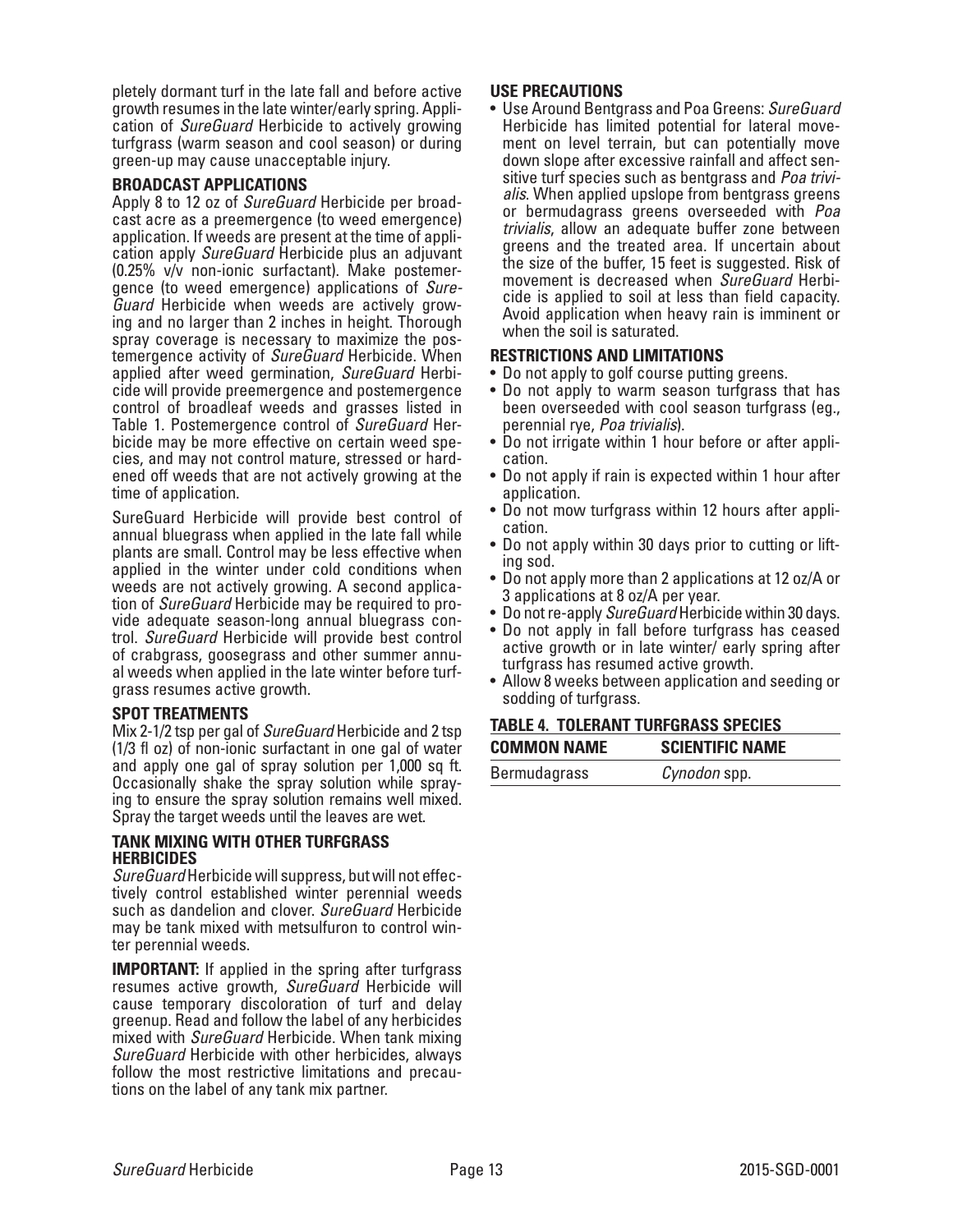pletely dormant turf in the late fall and before active growth resumes in the late winter/early spring. Application of *SureGuard* Herbicide to actively growing turfgrass (warm season and cool season) or during green-up may cause unacceptable injury.

### BROADCAST APPLICATIONS

Apply 8 to 12 oz of *SureGuard* Herbicide per broadcast acre as a preemergence (to weed emergence) application. If weeds are present at the time of application apply *SureGuard* Herbicide plus an adjuvant (0.25% v/v non-ionic surfactant). Make postemergence (to weed emergence) applications of *SureGuard* Herbicide when weeds are actively growing and no larger than 2 inches in height. Thorough spray coverage is necessary to maximize the postemergence activity of *SureGuard* Herbicide. When applied after weed germination, *SureGuard* Herbicide will provide preemergence and postemergence control of broadleaf weeds and grasses listed in Table 1. Postemergence control of *SureGuard* Herbicide may be more effective on certain weed species, and may not control mature, stressed or hardened off weeds that are not actively growing at the time of application.

SureGuard Herbicide will provide best control of annual bluegrass when applied in the late fall while plants are small. Control may be less effective when applied in the winter under cold conditions when weeds are not actively growing. A second application of *SureGuard* Herbicide may be required to provide adequate season-long annual bluegrass control. *SureGuard* Herbicide will provide best control of crabgrass, goosegrass and other summer annual weeds when applied in the late winter before turfgrass resumes active growth.

### SPOT TREATMENTS

Mix 2-1/2 tsp per gal of *SureGuard* Herbicide and 2 tsp (1/3 fl oz) of non-ionic surfactant in one gal of water and apply one gal of spray solution per 1,000 sq ft. Occasionally shake the spray solution while spraying to ensure the spray solution remains well mixed. Spray the target weeds until the leaves are wet.

### TANK MIXING WITH OTHER TURFGRASS HERBICIDES

*SureGuard* Herbicide will suppress, but will not effectively control established winter perennial weeds such as dandelion and clover. *SureGuard* Herbicide may be tank mixed with metsulfuron to control winter perennial weeds.

**IMPORTANT:** If applied in the spring after turfgrass resumes active growth, *SureGuard* Herbicide will cause temporary discoloration of turf and delay greenup. Read and follow the label of any herbicides mixed with *SureGuard* Herbicide. When tank mixing *SureGuard* Herbicide with other herbicides, always follow the most restrictive limitations and precautions on the label of any tank mix partner.

### USE PRECAUTIONS

- Use Around Bentgrass and Poa Greens: *SureGuard* Herbicide has limited potential for lateral movement on level terrain, but can potentially move down slope after excessive rainfall and affect sensitive turf species such as bentgrass and *Poa trivialis*. When applied upslope from bentgrass greens or bermudagrass greens overseeded with *Poa trivialis*, allow an adequate buffer zone between greens and the treated area. If uncertain about the size of the buffer, 15 feet is suggested. Risk of movement is decreased when *SureGuard* Herbicide is applied to soil at less than field capacity. Avoid application when heavy rain is imminent or when the soil is saturated.

### RESTRICTIONS AND LIMITATIONS

- Do not apply to golf course putting greens.
- Do not apply to warm season turfgrass that has been overseeded with cool season turfgrass (eg., perennial rye, *Poa trivialis*).
- Do not irrigate within 1 hour before or after application.
- Do not apply if rain is expected within 1 hour after application.
- Do not mow turfgrass within 12 hours after application.
- Do not apply within 30 days prior to cutting or lifting sod.
- Do not apply more than 2 applications at 12 oz/A or 3 applications at 8 oz/A per year.
- Do not re-apply *SureGuard* Herbicide within 30 days.
- Do not apply in fall before turfgrass has ceased active growth or in late winter/ early spring after turfgrass has resumed active growth.
- Allow 8 weeks between application and seeding or sodding of turfgrass.

### TABLE 4. TOLERANT TURFGRASS SPECIES

| COMMON NAME | SCIENTIFIC NAME |
|---|---|
| Bermudagrass | *Cynodon* spp. |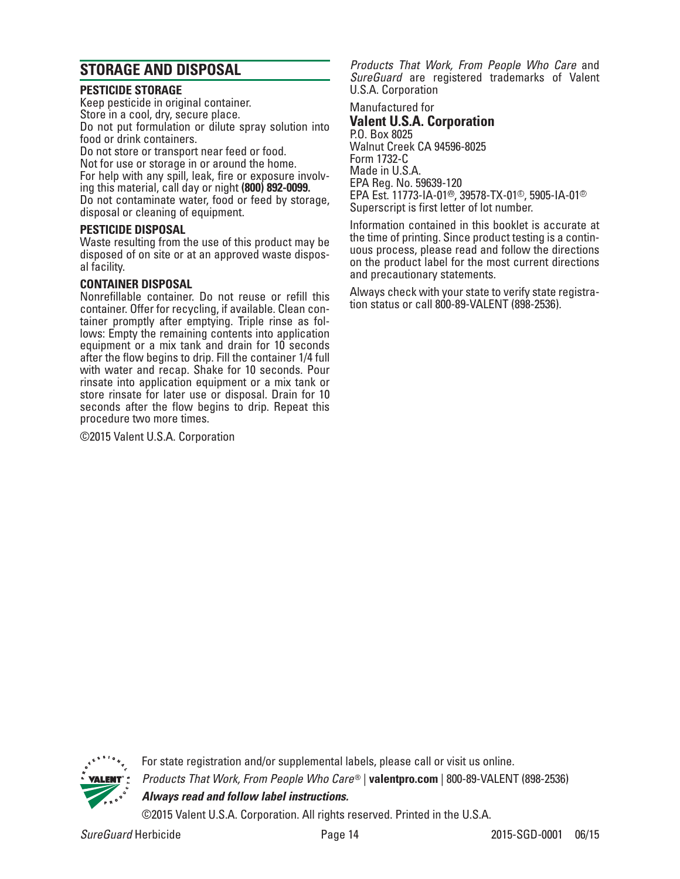## STORAGE AND DISPOSAL

### PESTICIDE STORAGE

Keep pesticide in original container.
Store in a cool, dry, secure place.
Do not put formulation or dilute spray solution into food or drink containers.
Do not store or transport near feed or food.
Not for use or storage in or around the home.
For help with any spill, leak, fire or exposure involving this material, call day or night **(800) 892-0099.**
Do not contaminate water, food or feed by storage, disposal or cleaning of equipment.

### PESTICIDE DISPOSAL

Waste resulting from the use of this product may be disposed of on site or at an approved waste disposal facility.

### CONTAINER DISPOSAL

Nonrefillable container. Do not reuse or refill this container. Offer for recycling, if available. Clean container promptly after emptying. Triple rinse as follows: Empty the remaining contents into application equipment or a mix tank and drain for 10 seconds after the flow begins to drip. Fill the container 1/4 full with water and recap. Shake for 10 seconds. Pour rinsate into application equipment or a mix tank or store rinsate for later use or disposal. Drain for 10 seconds after the flow begins to drip. Repeat this procedure two more times.

©2015 Valent U.S.A. Corporation

*Products That Work, From People Who Care* and *SureGuard* are registered trademarks of Valent U.S.A. Corporation

Manufactured for
**Valent U.S.A. Corporation**
P.O. Box 8025
Walnut Creek CA 94596-8025
Form 1732-C
Made in U.S.A.
EPA Reg. No. 59639-120
EPA Est. 11773-IA-01[W], 39578-TX-01[E], 5905-IA-01[D]
Superscript is first letter of lot number.

Information contained in this booklet is accurate at the time of printing. Since product testing is a continuous process, please read and follow the directions on the product label for the most current directions and precautionary statements.

Always check with your state to verify state registration status or call 800-89-VALENT (898-2536).

For state registration and/or supplemental labels, please call or visit us online.
*Products That Work, From People Who Care®* | **valentpro.com** | 800-89-VALENT (898-2536)
***Always read and follow label instructions.***
©2015 Valent U.S.A. Corporation. All rights reserved. Printed in the U.S.A.